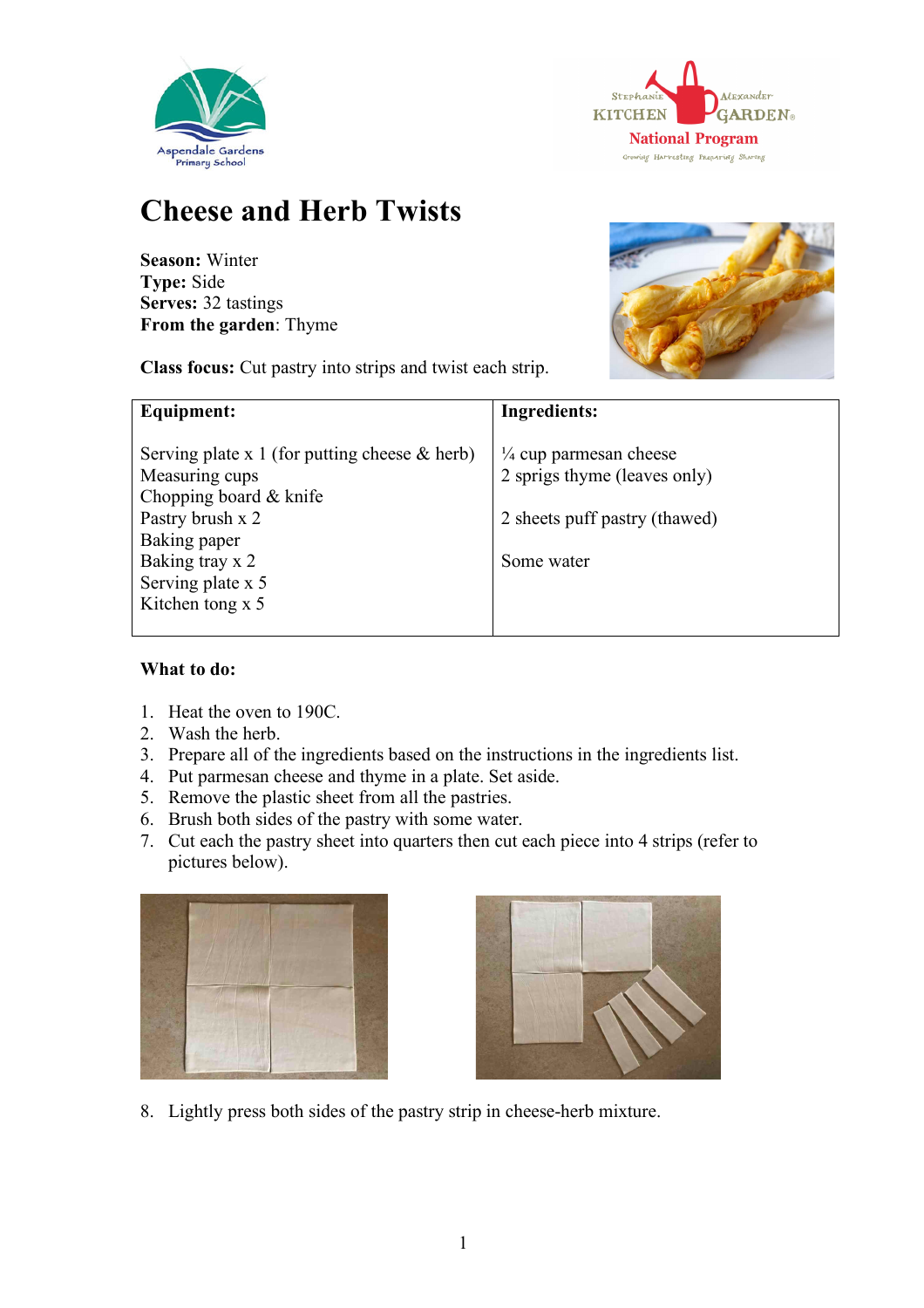# Cheese and Herb Twists

**Season:** Winter
**Type:** Side
**Serves:** 32 tastings
**From the garden**: Thyme

**Class focus:** Cut pastry into strips and twist each strip.

| Equipment: | Ingredients: |
|---|---|
| Serving plate x 1 (for putting cheese & herb)<br>Measuring cups<br>Chopping board & knife<br>Pastry brush x 2<br>Baking paper<br>Baking tray x 2<br>Serving plate x 5<br>Kitchen tong x 5 | ¼ cup parmesan cheese<br>2 sprigs thyme (leaves only)<br><br>2 sheets puff pastry (thawed)<br><br>Some water |

**What to do:**

1. Heat the oven to 190C.
2. Wash the herb.
3. Prepare all of the ingredients based on the instructions in the ingredients list.
4. Put parmesan cheese and thyme in a plate. Set aside.
5. Remove the plastic sheet from all the pastries.
6. Brush both sides of the pastry with some water.
7. Cut each the pastry sheet into quarters then cut each piece into 4 strips (refer to pictures below).
8. Lightly press both sides of the pastry strip in cheese-herb mixture.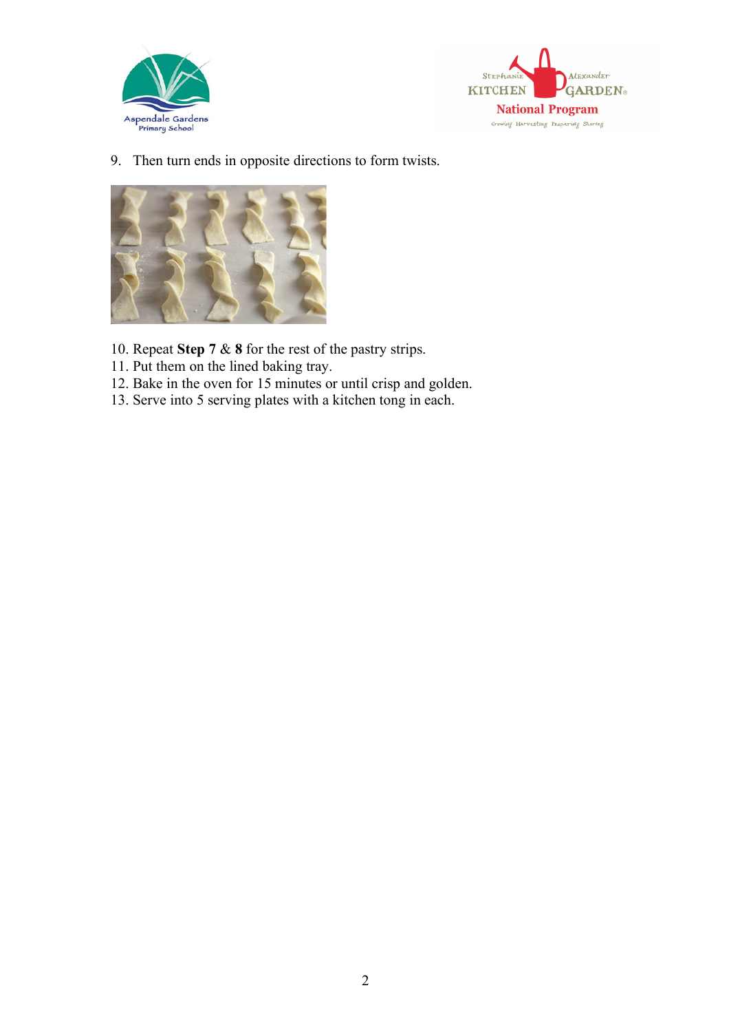9. Then turn ends in opposite directions to form twists.

10. Repeat **Step 7** & **8** for the rest of the pastry strips.
11. Put them on the lined baking tray.
12. Bake in the oven for 15 minutes or until crisp and golden.
13. Serve into 5 serving plates with a kitchen tong in each.